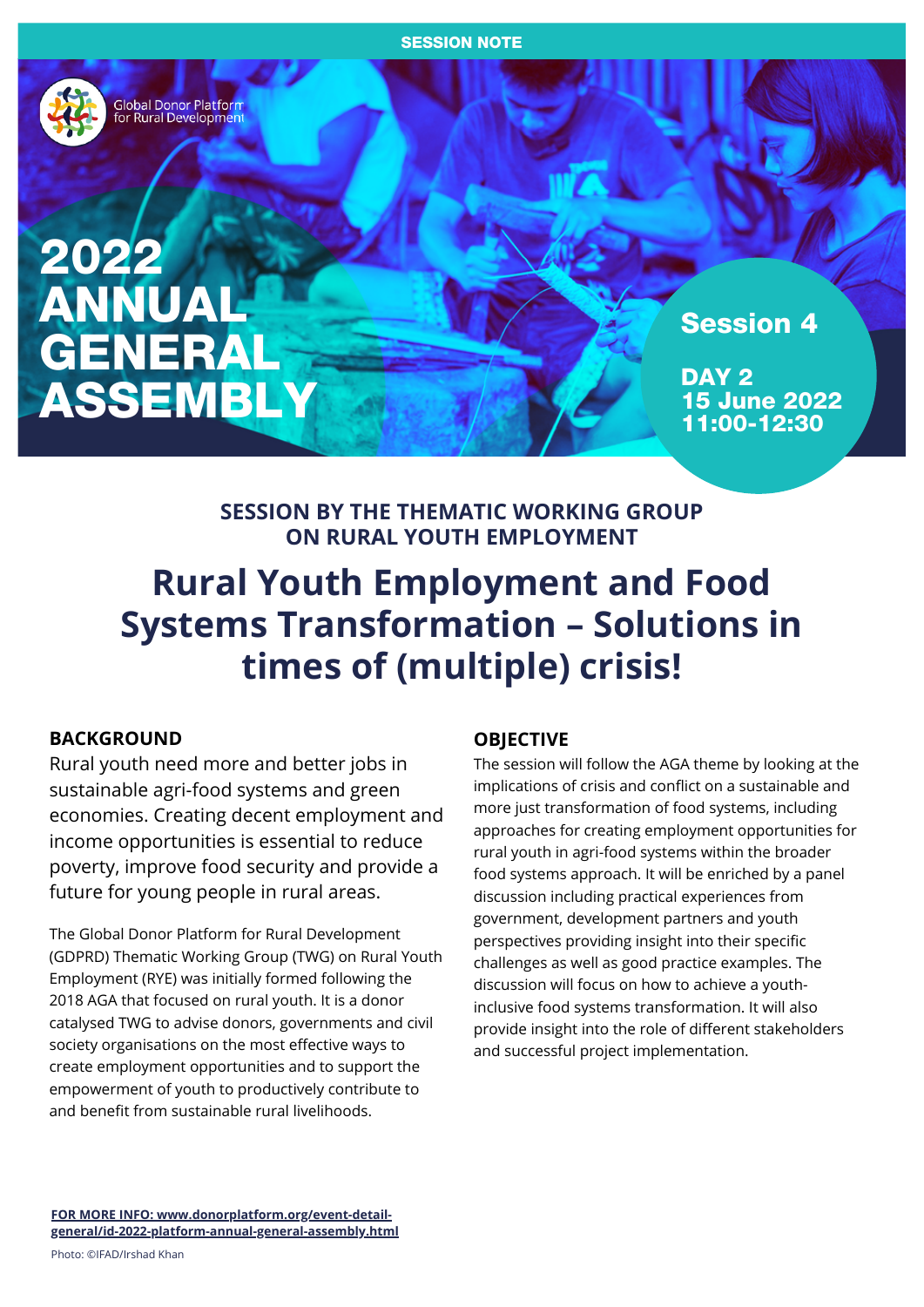SESSION NOTE

Global Donor Platform for Rural Development

# 2022 ANNUAL GENERAL ASSEMBLY

**Session 4**

**DAY 2**
**15 June 2022**
**11:00-12:30**

### SESSION BY THE THEMATIC WORKING GROUP ON RURAL YOUTH EMPLOYMENT

# Rural Youth Employment and Food Systems Transformation – Solutions in times of (multiple) crisis!

## BACKGROUND

Rural youth need more and better jobs in sustainable agri-food systems and green economies. Creating decent employment and income opportunities is essential to reduce poverty, improve food security and provide a future for young people in rural areas.

The Global Donor Platform for Rural Development (GDPRD) Thematic Working Group (TWG) on Rural Youth Employment (RYE) was initially formed following the 2018 AGA that focused on rural youth. It is a donor catalysed TWG to advise donors, governments and civil society organisations on the most effective ways to create employment opportunities and to support the empowerment of youth to productively contribute to and benefit from sustainable rural livelihoods.

## OBJECTIVE

The session will follow the AGA theme by looking at the implications of crisis and conflict on a sustainable and more just transformation of food systems, including approaches for creating employment opportunities for rural youth in agri-food systems within the broader food systems approach. It will be enriched by a panel discussion including practical experiences from government, development partners and youth perspectives providing insight into their specific challenges as well as good practice examples. The discussion will focus on how to achieve a youth-inclusive food systems transformation. It will also provide insight into the role of different stakeholders and successful project implementation.

**FOR MORE INFO: www.donorplatform.org/event-detail-general/id-2022-platform-annual-general-assembly.html**

Photo: ©IFAD/Irshad Khan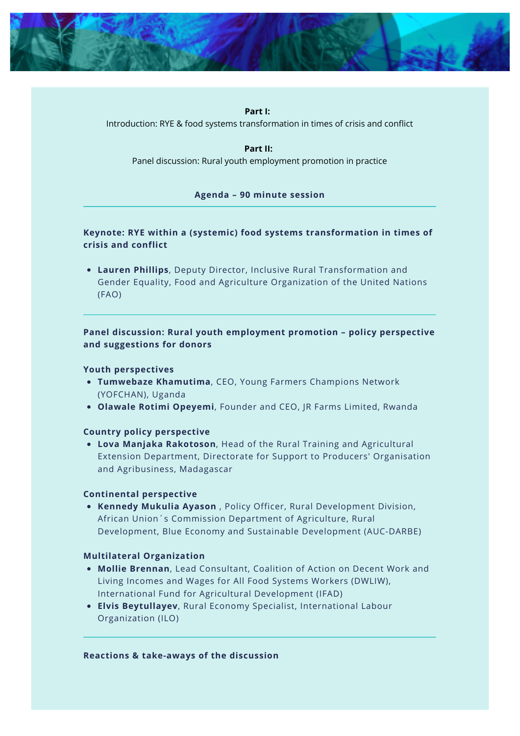**Part I:**
Introduction: RYE & food systems transformation in times of crisis and conflict

**Part II:**
Panel discussion: Rural youth employment promotion in practice

**Agenda – 90 minute session**

---

**Keynote: RYE within a (systemic) food systems transformation in times of crisis and conflict**

- **Lauren Phillips**, Deputy Director, Inclusive Rural Transformation and Gender Equality, Food and Agriculture Organization of the United Nations (FAO)

---

**Panel discussion: Rural youth employment promotion – policy perspective and suggestions for donors**

**Youth perspectives**
- **Tumwebaze Khamutima**, CEO, Young Farmers Champions Network (YOFCHAN), Uganda
- **Olawale Rotimi Opeyemi**, Founder and CEO, JR Farms Limited, Rwanda

**Country policy perspective**
- **Lova Manjaka Rakotoson**, Head of the Rural Training and Agricultural Extension Department, Directorate for Support to Producers' Organisation and Agribusiness, Madagascar

**Continental perspective**
- **Kennedy Mukulia Ayason** , Policy Officer, Rural Development Division, African Union´s Commission Department of Agriculture, Rural Development, Blue Economy and Sustainable Development (AUC-DARBE)

**Multilateral Organization**
- **Mollie Brennan**, Lead Consultant, Coalition of Action on Decent Work and Living Incomes and Wages for All Food Systems Workers (DWLIW), International Fund for Agricultural Development (IFAD)
- **Elvis Beytullayev**, Rural Economy Specialist, International Labour Organization (ILO)

---

**Reactions & take-aways of the discussion**